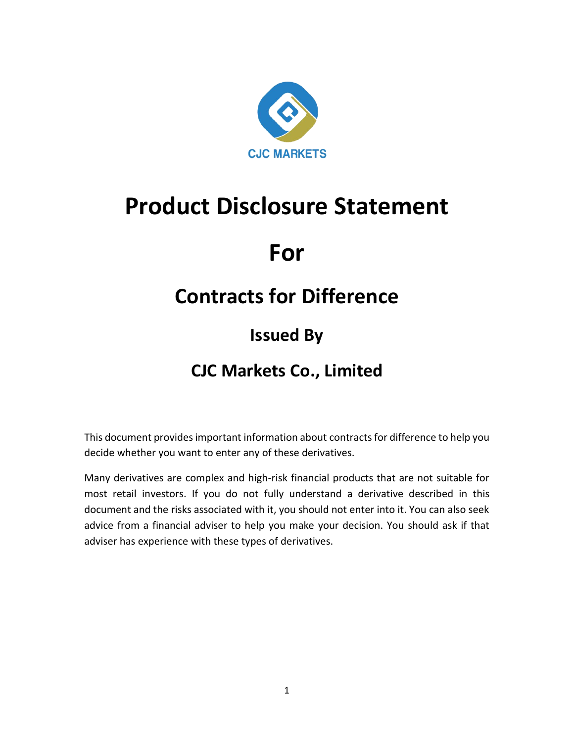CJC MARKETS

# Product Disclosure Statement

# For

## Contracts for Difference

### Issued By

## CJC Markets Co., Limited

This document provides important information about contracts for difference to help you decide whether you want to enter any of these derivatives.

Many derivatives are complex and high-risk financial products that are not suitable for most retail investors. If you do not fully understand a derivative described in this document and the risks associated with it, you should not enter into it. You can also seek advice from a financial adviser to help you make your decision. You should ask if that adviser has experience with these types of derivatives.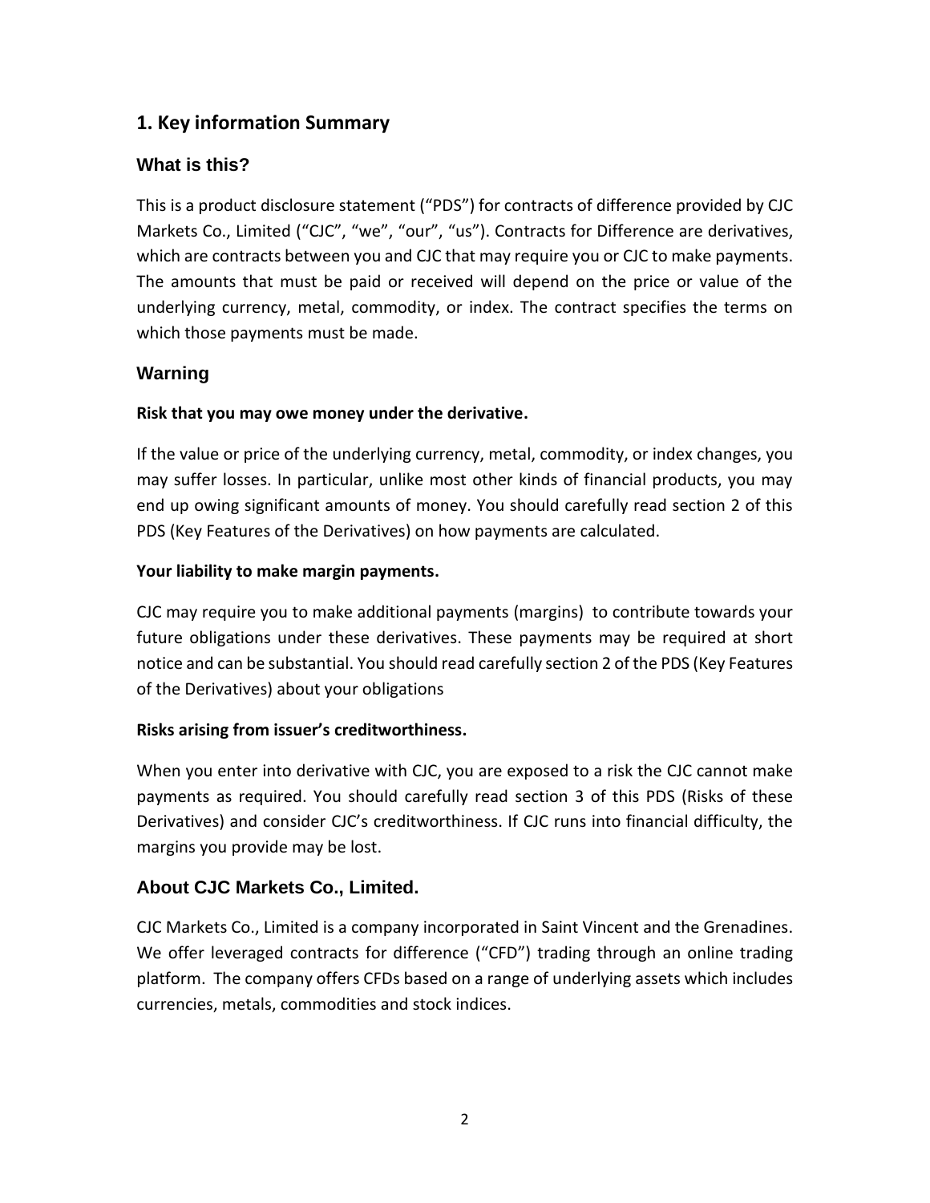## 1. Key information Summary

### What is this?

This is a product disclosure statement ("PDS") for contracts of difference provided by CJC Markets Co., Limited ("CJC", "we", "our", "us"). Contracts for Difference are derivatives, which are contracts between you and CJC that may require you or CJC to make payments. The amounts that must be paid or received will depend on the price or value of the underlying currency, metal, commodity, or index. The contract specifies the terms on which those payments must be made.

### Warning

**Risk that you may owe money under the derivative.**

If the value or price of the underlying currency, metal, commodity, or index changes, you may suffer losses. In particular, unlike most other kinds of financial products, you may end up owing significant amounts of money. You should carefully read section 2 of this PDS (Key Features of the Derivatives) on how payments are calculated.

**Your liability to make margin payments.**

CJC may require you to make additional payments (margins) to contribute towards your future obligations under these derivatives. These payments may be required at short notice and can be substantial. You should read carefully section 2 of the PDS (Key Features of the Derivatives) about your obligations

**Risks arising from issuer's creditworthiness.**

When you enter into derivative with CJC, you are exposed to a risk the CJC cannot make payments as required. You should carefully read section 3 of this PDS (Risks of these Derivatives) and consider CJC's creditworthiness. If CJC runs into financial difficulty, the margins you provide may be lost.

### About CJC Markets Co., Limited.

CJC Markets Co., Limited is a company incorporated in Saint Vincent and the Grenadines. We offer leveraged contracts for difference ("CFD") trading through an online trading platform. The company offers CFDs based on a range of underlying assets which includes currencies, metals, commodities and stock indices.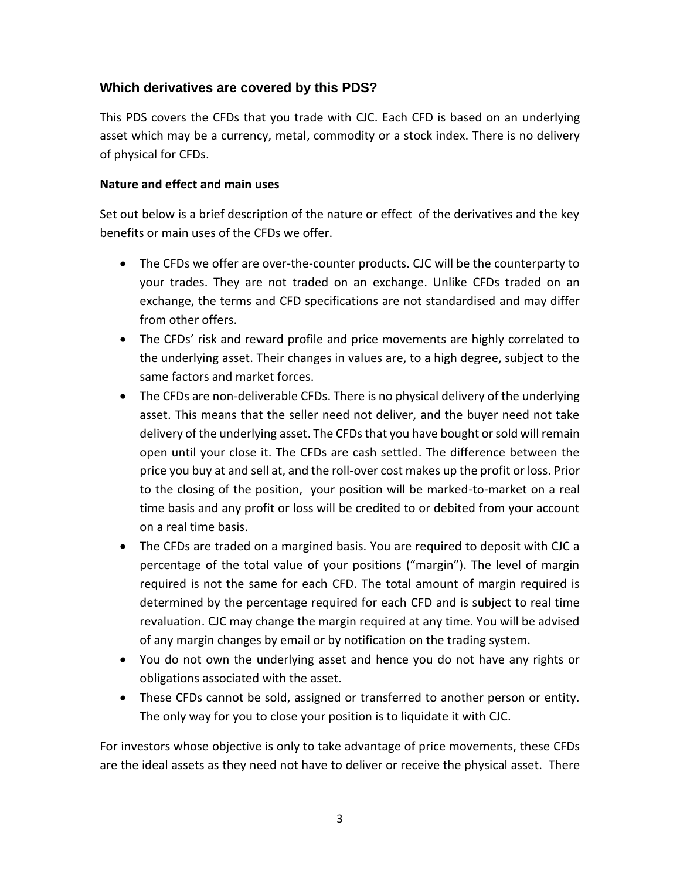## Which derivatives are covered by this PDS?

This PDS covers the CFDs that you trade with CJC. Each CFD is based on an underlying asset which may be a currency, metal, commodity or a stock index. There is no delivery of physical for CFDs.

**Nature and effect and main uses**

Set out below is a brief description of the nature or effect of the derivatives and the key benefits or main uses of the CFDs we offer.

- The CFDs we offer are over-the-counter products. CJC will be the counterparty to your trades. They are not traded on an exchange. Unlike CFDs traded on an exchange, the terms and CFD specifications are not standardised and may differ from other offers.
- The CFDs' risk and reward profile and price movements are highly correlated to the underlying asset. Their changes in values are, to a high degree, subject to the same factors and market forces.
- The CFDs are non-deliverable CFDs. There is no physical delivery of the underlying asset. This means that the seller need not deliver, and the buyer need not take delivery of the underlying asset. The CFDs that you have bought or sold will remain open until your close it. The CFDs are cash settled. The difference between the price you buy at and sell at, and the roll-over cost makes up the profit or loss. Prior to the closing of the position, your position will be marked-to-market on a real time basis and any profit or loss will be credited to or debited from your account on a real time basis.
- The CFDs are traded on a margined basis. You are required to deposit with CJC a percentage of the total value of your positions ("margin"). The level of margin required is not the same for each CFD. The total amount of margin required is determined by the percentage required for each CFD and is subject to real time revaluation. CJC may change the margin required at any time. You will be advised of any margin changes by email or by notification on the trading system.
- You do not own the underlying asset and hence you do not have any rights or obligations associated with the asset.
- These CFDs cannot be sold, assigned or transferred to another person or entity. The only way for you to close your position is to liquidate it with CJC.

For investors whose objective is only to take advantage of price movements, these CFDs are the ideal assets as they need not have to deliver or receive the physical asset. There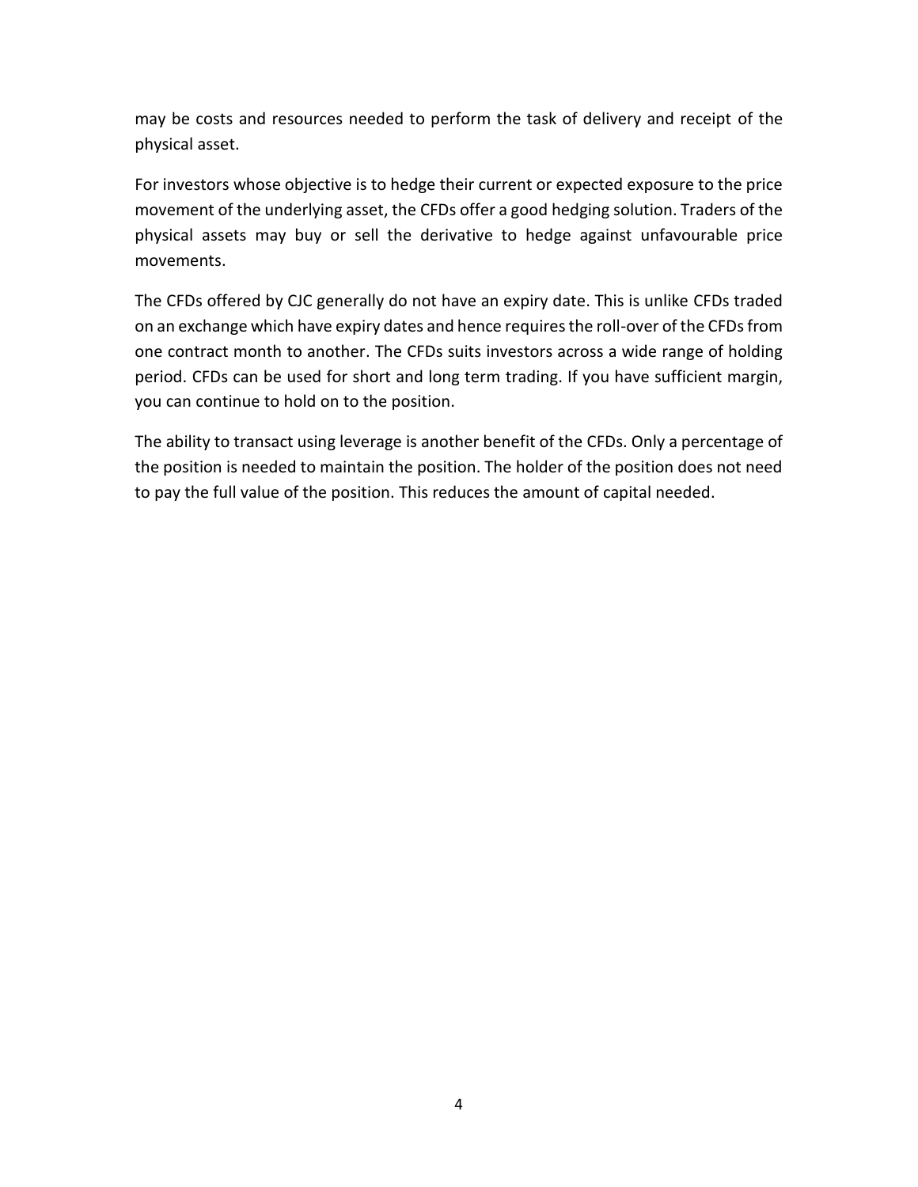may be costs and resources needed to perform the task of delivery and receipt of the physical asset.

For investors whose objective is to hedge their current or expected exposure to the price movement of the underlying asset, the CFDs offer a good hedging solution. Traders of the physical assets may buy or sell the derivative to hedge against unfavourable price movements.

The CFDs offered by CJC generally do not have an expiry date. This is unlike CFDs traded on an exchange which have expiry dates and hence requires the roll-over of the CFDs from one contract month to another. The CFDs suits investors across a wide range of holding period. CFDs can be used for short and long term trading. If you have sufficient margin, you can continue to hold on to the position.

The ability to transact using leverage is another benefit of the CFDs. Only a percentage of the position is needed to maintain the position. The holder of the position does not need to pay the full value of the position. This reduces the amount of capital needed.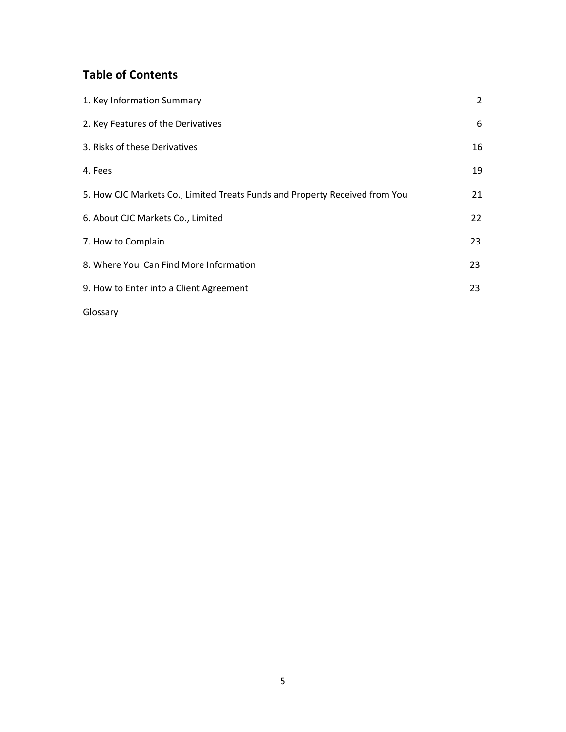## Table of Contents

| | |
|---|---|
| 1. Key Information Summary | 2 |
| 2. Key Features of the Derivatives | 6 |
| 3. Risks of these Derivatives | 16 |
| 4. Fees | 19 |
| 5. How CJC Markets Co., Limited Treats Funds and Property Received from You | 21 |
| 6. About CJC Markets Co., Limited | 22 |
| 7. How to Complain | 23 |
| 8. Where You Can Find More Information | 23 |
| 9. How to Enter into a Client Agreement | 23 |
| Glossary | |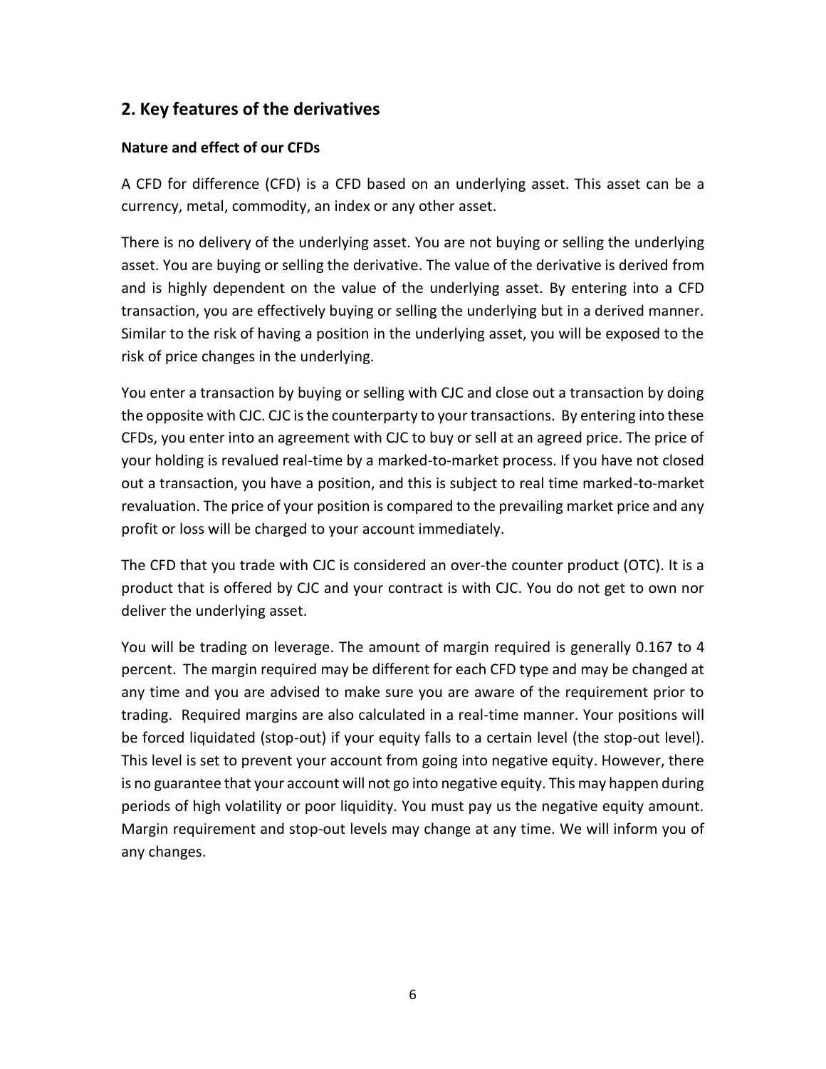## 2. Key features of the derivatives

**Nature and effect of our CFDs**

A CFD for difference (CFD) is a CFD based on an underlying asset. This asset can be a currency, metal, commodity, an index or any other asset.

There is no delivery of the underlying asset. You are not buying or selling the underlying asset. You are buying or selling the derivative. The value of the derivative is derived from and is highly dependent on the value of the underlying asset. By entering into a CFD transaction, you are effectively buying or selling the underlying but in a derived manner. Similar to the risk of having a position in the underlying asset, you will be exposed to the risk of price changes in the underlying.

You enter a transaction by buying or selling with CJC and close out a transaction by doing the opposite with CJC. CJC is the counterparty to your transactions. By entering into these CFDs, you enter into an agreement with CJC to buy or sell at an agreed price. The price of your holding is revalued real-time by a marked-to-market process. If you have not closed out a transaction, you have a position, and this is subject to real time marked-to-market revaluation. The price of your position is compared to the prevailing market price and any profit or loss will be charged to your account immediately.

The CFD that you trade with CJC is considered an over-the counter product (OTC). It is a product that is offered by CJC and your contract is with CJC. You do not get to own nor deliver the underlying asset.

You will be trading on leverage. The amount of margin required is generally 0.167 to 4 percent. The margin required may be different for each CFD type and may be changed at any time and you are advised to make sure you are aware of the requirement prior to trading. Required margins are also calculated in a real-time manner. Your positions will be forced liquidated (stop-out) if your equity falls to a certain level (the stop-out level). This level is set to prevent your account from going into negative equity. However, there is no guarantee that your account will not go into negative equity. This may happen during periods of high volatility or poor liquidity. You must pay us the negative equity amount. Margin requirement and stop-out levels may change at any time. We will inform you of any changes.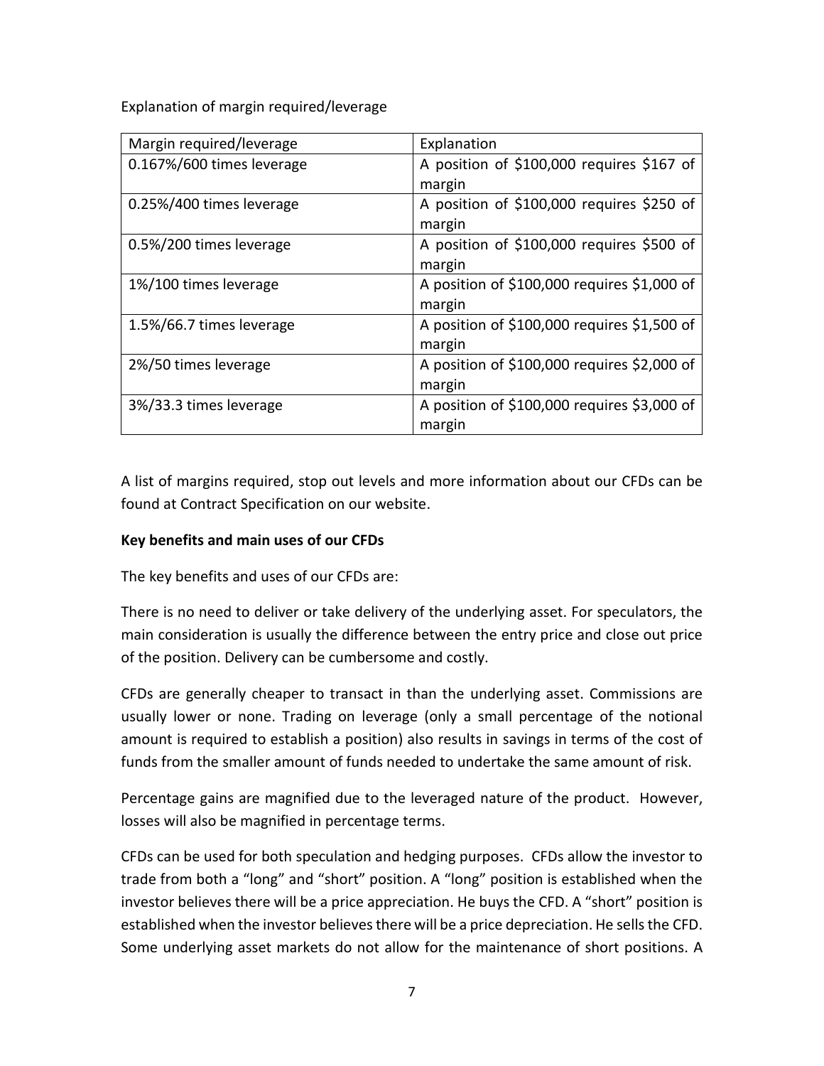Explanation of margin required/leverage

| Margin required/leverage | Explanation |
| --- | --- |
| 0.167%/600 times leverage | A position of $100,000 requires $167 of margin |
| 0.25%/400 times leverage | A position of $100,000 requires $250 of margin |
| 0.5%/200 times leverage | A position of $100,000 requires $500 of margin |
| 1%/100 times leverage | A position of $100,000 requires $1,000 of margin |
| 1.5%/66.7 times leverage | A position of $100,000 requires $1,500 of margin |
| 2%/50 times leverage | A position of $100,000 requires $2,000 of margin |
| 3%/33.3 times leverage | A position of $100,000 requires $3,000 of margin |

A list of margins required, stop out levels and more information about our CFDs can be found at Contract Specification on our website.

**Key benefits and main uses of our CFDs**

The key benefits and uses of our CFDs are:

There is no need to deliver or take delivery of the underlying asset. For speculators, the main consideration is usually the difference between the entry price and close out price of the position. Delivery can be cumbersome and costly.

CFDs are generally cheaper to transact in than the underlying asset. Commissions are usually lower or none. Trading on leverage (only a small percentage of the notional amount is required to establish a position) also results in savings in terms of the cost of funds from the smaller amount of funds needed to undertake the same amount of risk.

Percentage gains are magnified due to the leveraged nature of the product. However, losses will also be magnified in percentage terms.

CFDs can be used for both speculation and hedging purposes. CFDs allow the investor to trade from both a "long" and "short" position. A "long" position is established when the investor believes there will be a price appreciation. He buys the CFD. A "short" position is established when the investor believes there will be a price depreciation. He sells the CFD. Some underlying asset markets do not allow for the maintenance of short positions. A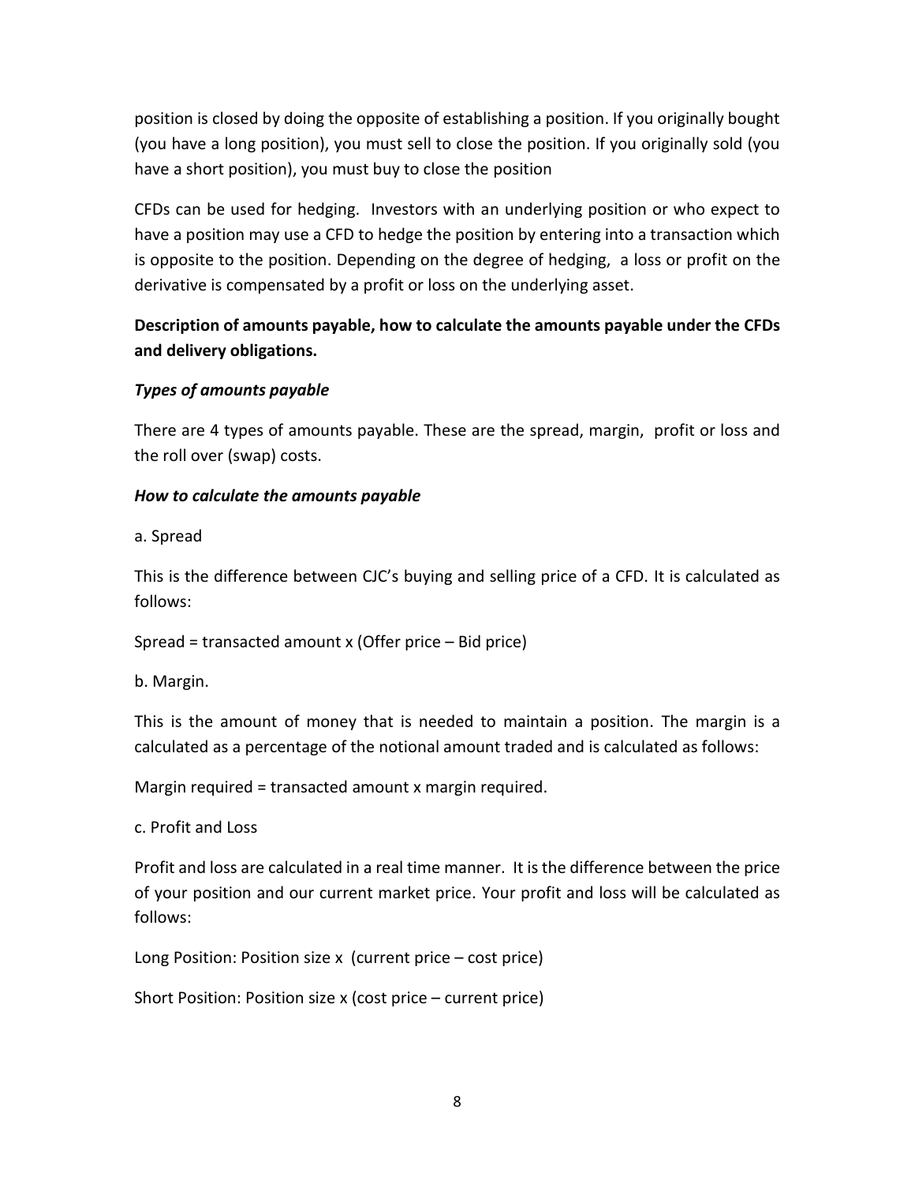position is closed by doing the opposite of establishing a position. If you originally bought (you have a long position), you must sell to close the position. If you originally sold (you have a short position), you must buy to close the position

CFDs can be used for hedging. Investors with an underlying position or who expect to have a position may use a CFD to hedge the position by entering into a transaction which is opposite to the position. Depending on the degree of hedging, a loss or profit on the derivative is compensated by a profit or loss on the underlying asset.

**Description of amounts payable, how to calculate the amounts payable under the CFDs and delivery obligations.**

***Types of amounts payable***

There are 4 types of amounts payable. These are the spread, margin, profit or loss and the roll over (swap) costs.

***How to calculate the amounts payable***

a. Spread

This is the difference between CJC's buying and selling price of a CFD. It is calculated as follows:

Spread = transacted amount x (Offer price – Bid price)

b. Margin.

This is the amount of money that is needed to maintain a position. The margin is a calculated as a percentage of the notional amount traded and is calculated as follows:

Margin required = transacted amount x margin required.

c. Profit and Loss

Profit and loss are calculated in a real time manner. It is the difference between the price of your position and our current market price. Your profit and loss will be calculated as follows:

Long Position: Position size x (current price – cost price)

Short Position: Position size x (cost price – current price)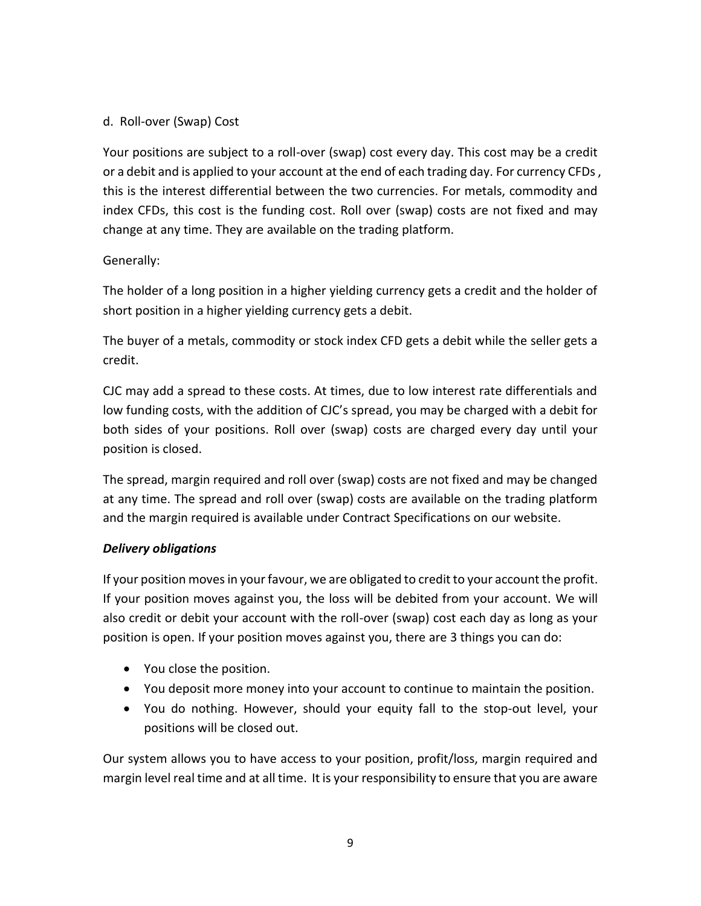d. Roll-over (Swap) Cost

Your positions are subject to a roll-over (swap) cost every day. This cost may be a credit or a debit and is applied to your account at the end of each trading day. For currency CFDs , this is the interest differential between the two currencies. For metals, commodity and index CFDs, this cost is the funding cost. Roll over (swap) costs are not fixed and may change at any time. They are available on the trading platform.

Generally:

The holder of a long position in a higher yielding currency gets a credit and the holder of short position in a higher yielding currency gets a debit.

The buyer of a metals, commodity or stock index CFD gets a debit while the seller gets a credit.

CJC may add a spread to these costs. At times, due to low interest rate differentials and low funding costs, with the addition of CJC's spread, you may be charged with a debit for both sides of your positions. Roll over (swap) costs are charged every day until your position is closed.

The spread, margin required and roll over (swap) costs are not fixed and may be changed at any time. The spread and roll over (swap) costs are available on the trading platform and the margin required is available under Contract Specifications on our website.

***Delivery obligations***

If your position moves in your favour, we are obligated to credit to your account the profit. If your position moves against you, the loss will be debited from your account. We will also credit or debit your account with the roll-over (swap) cost each day as long as your position is open. If your position moves against you, there are 3 things you can do:

- You close the position.
- You deposit more money into your account to continue to maintain the position.
- You do nothing. However, should your equity fall to the stop-out level, your positions will be closed out.

Our system allows you to have access to your position, profit/loss, margin required and margin level real time and at all time. It is your responsibility to ensure that you are aware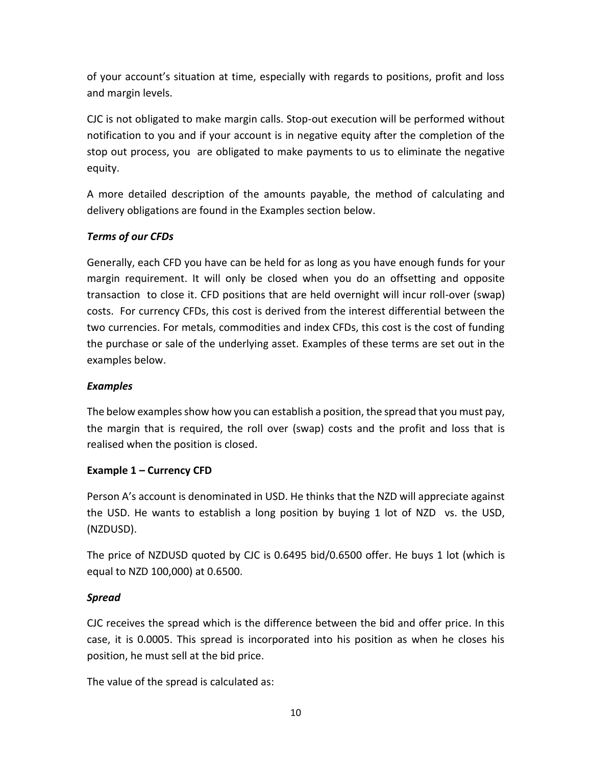of your account's situation at time, especially with regards to positions, profit and loss and margin levels.

CJC is not obligated to make margin calls. Stop-out execution will be performed without notification to you and if your account is in negative equity after the completion of the stop out process, you are obligated to make payments to us to eliminate the negative equity.

A more detailed description of the amounts payable, the method of calculating and delivery obligations are found in the Examples section below.

### *Terms of our CFDs*

Generally, each CFD you have can be held for as long as you have enough funds for your margin requirement. It will only be closed when you do an offsetting and opposite transaction to close it. CFD positions that are held overnight will incur roll-over (swap) costs. For currency CFDs, this cost is derived from the interest differential between the two currencies. For metals, commodities and index CFDs, this cost is the cost of funding the purchase or sale of the underlying asset. Examples of these terms are set out in the examples below.

### *Examples*

The below examples show how you can establish a position, the spread that you must pay, the margin that is required, the roll over (swap) costs and the profit and loss that is realised when the position is closed.

#### **Example 1 – Currency CFD**

Person A's account is denominated in USD. He thinks that the NZD will appreciate against the USD. He wants to establish a long position by buying 1 lot of NZD vs. the USD, (NZDUSD).

The price of NZDUSD quoted by CJC is 0.6495 bid/0.6500 offer. He buys 1 lot (which is equal to NZD 100,000) at 0.6500.

#### *Spread*

CJC receives the spread which is the difference between the bid and offer price. In this case, it is 0.0005. This spread is incorporated into his position as when he closes his position, he must sell at the bid price.

The value of the spread is calculated as: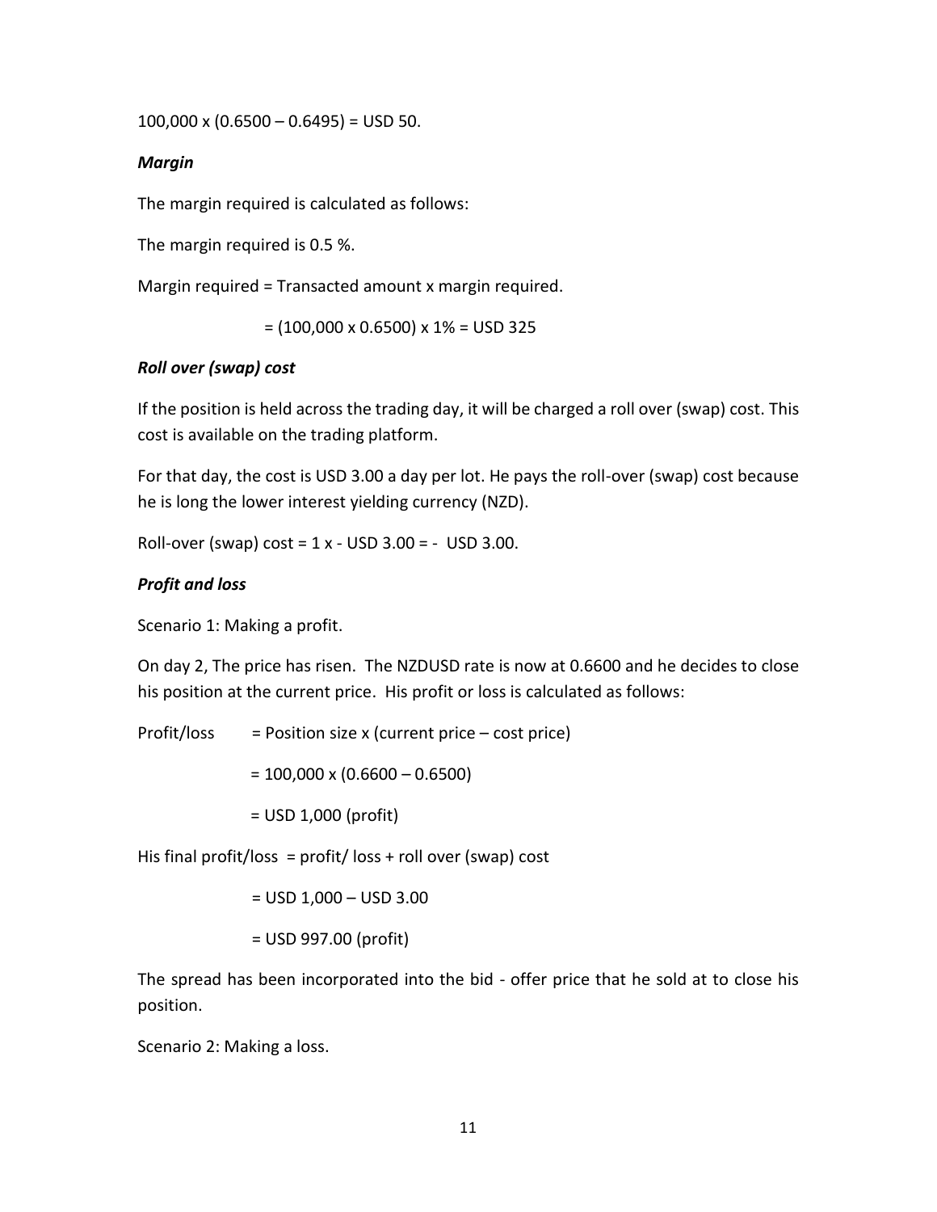100,000 x (0.6500 – 0.6495) = USD 50.

***Margin***

The margin required is calculated as follows:

The margin required is 0.5 %.

Margin required = Transacted amount x margin required.

= (100,000 x 0.6500) x 1% = USD 325

***Roll over (swap) cost***

If the position is held across the trading day, it will be charged a roll over (swap) cost. This cost is available on the trading platform.

For that day, the cost is USD 3.00 a day per lot. He pays the roll-over (swap) cost because he is long the lower interest yielding currency (NZD).

Roll-over (swap) cost = 1 x - USD 3.00 = - USD 3.00.

***Profit and loss***

Scenario 1: Making a profit.

On day 2, The price has risen. The NZDUSD rate is now at 0.6600 and he decides to close his position at the current price. His profit or loss is calculated as follows:

Profit/loss = Position size x (current price – cost price)

= 100,000 x (0.6600 – 0.6500)

= USD 1,000 (profit)

His final profit/loss = profit/ loss + roll over (swap) cost

= USD 1,000 – USD 3.00

= USD 997.00 (profit)

The spread has been incorporated into the bid - offer price that he sold at to close his position.

Scenario 2: Making a loss.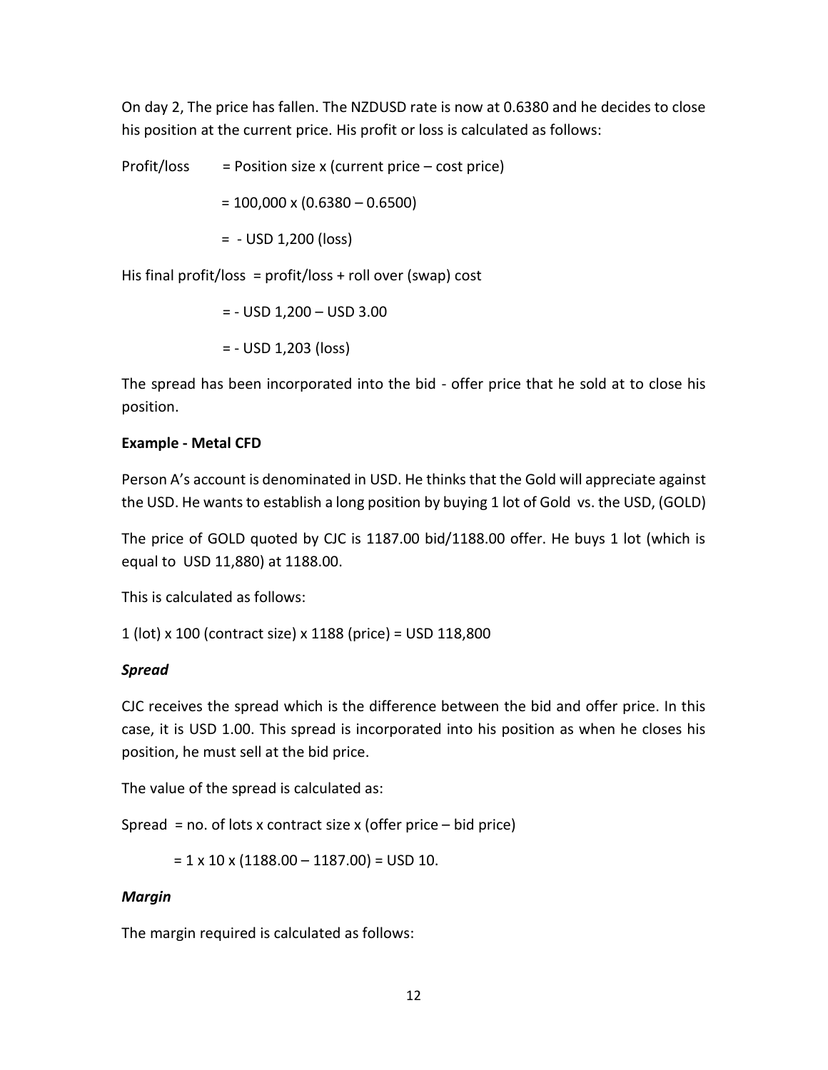On day 2, The price has fallen. The NZDUSD rate is now at 0.6380 and he decides to close his position at the current price. His profit or loss is calculated as follows:

Profit/loss = Position size x (current price – cost price)

= 100,000 x (0.6380 – 0.6500)

= - USD 1,200 (loss)

His final profit/loss = profit/loss + roll over (swap) cost

= - USD 1,200 – USD 3.00

= - USD 1,203 (loss)

The spread has been incorporated into the bid - offer price that he sold at to close his position.

**Example - Metal CFD**

Person A's account is denominated in USD. He thinks that the Gold will appreciate against the USD. He wants to establish a long position by buying 1 lot of Gold vs. the USD, (GOLD)

The price of GOLD quoted by CJC is 1187.00 bid/1188.00 offer. He buys 1 lot (which is equal to USD 11,880) at 1188.00.

This is calculated as follows:

1 (lot) x 100 (contract size) x 1188 (price) = USD 118,800

***Spread***

CJC receives the spread which is the difference between the bid and offer price. In this case, it is USD 1.00. This spread is incorporated into his position as when he closes his position, he must sell at the bid price.

The value of the spread is calculated as:

Spread = no. of lots x contract size x (offer price – bid price)

= 1 x 10 x (1188.00 – 1187.00) = USD 10.

***Margin***

The margin required is calculated as follows: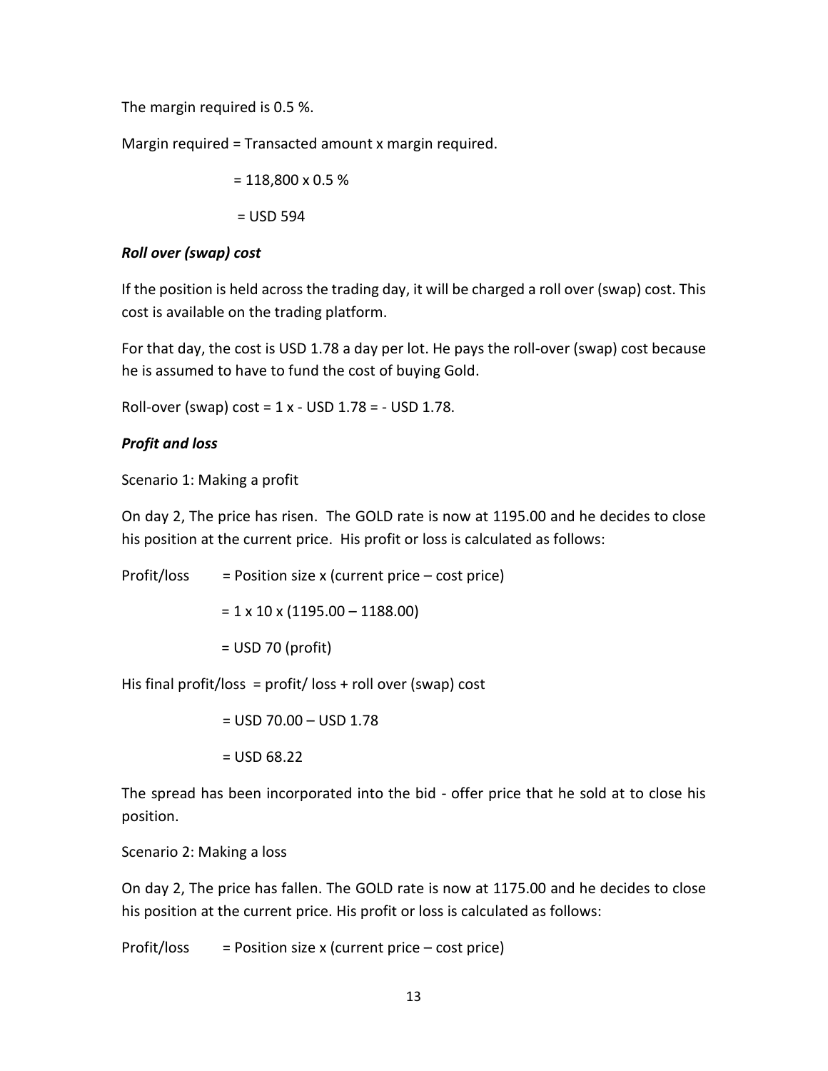The margin required is 0.5 %.

Margin required = Transacted amount x margin required.

= 118,800 x 0.5 %

= USD 594

***Roll over (swap) cost***

If the position is held across the trading day, it will be charged a roll over (swap) cost. This cost is available on the trading platform.

For that day, the cost is USD 1.78 a day per lot. He pays the roll-over (swap) cost because he is assumed to have to fund the cost of buying Gold.

Roll-over (swap) cost = 1 x - USD 1.78 = - USD 1.78.

***Profit and loss***

Scenario 1: Making a profit

On day 2, The price has risen. The GOLD rate is now at 1195.00 and he decides to close his position at the current price. His profit or loss is calculated as follows:

Profit/loss = Position size x (current price – cost price)

= 1 x 10 x (1195.00 – 1188.00)

= USD 70 (profit)

His final profit/loss = profit/ loss + roll over (swap) cost

= USD 70.00 – USD 1.78

= USD 68.22

The spread has been incorporated into the bid - offer price that he sold at to close his position.

Scenario 2: Making a loss

On day 2, The price has fallen. The GOLD rate is now at 1175.00 and he decides to close his position at the current price. His profit or loss is calculated as follows:

Profit/loss = Position size x (current price – cost price)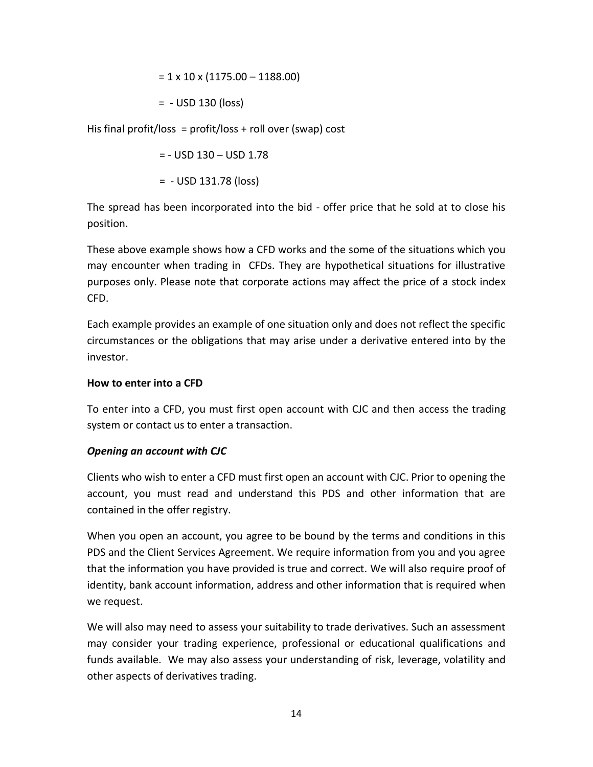$= 1 \times 10 \times (1175.00 – 1188.00)$

$= - \text{USD } 130$ (loss)

His final profit/loss = profit/loss + roll over (swap) cost

$= - \text{USD } 130 – \text{USD } 1.78$

$= - \text{USD } 131.78$ (loss)

The spread has been incorporated into the bid - offer price that he sold at to close his position.

These above example shows how a CFD works and the some of the situations which you may encounter when trading in CFDs. They are hypothetical situations for illustrative purposes only. Please note that corporate actions may affect the price of a stock index CFD.

Each example provides an example of one situation only and does not reflect the specific circumstances or the obligations that may arise under a derivative entered into by the investor.

**How to enter into a CFD**

To enter into a CFD, you must first open account with CJC and then access the trading system or contact us to enter a transaction.

***Opening an account with CJC***

Clients who wish to enter a CFD must first open an account with CJC. Prior to opening the account, you must read and understand this PDS and other information that are contained in the offer registry.

When you open an account, you agree to be bound by the terms and conditions in this PDS and the Client Services Agreement. We require information from you and you agree that the information you have provided is true and correct. We will also require proof of identity, bank account information, address and other information that is required when we request.

We will also may need to assess your suitability to trade derivatives. Such an assessment may consider your trading experience, professional or educational qualifications and funds available. We may also assess your understanding of risk, leverage, volatility and other aspects of derivatives trading.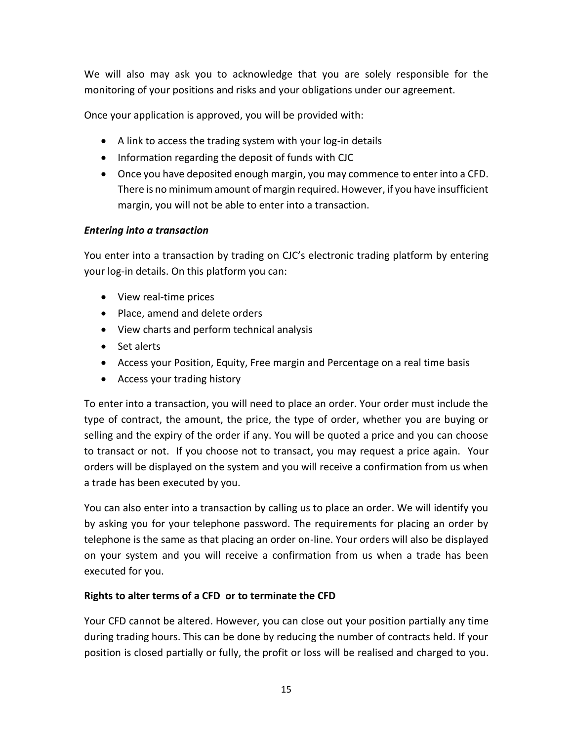We will also may ask you to acknowledge that you are solely responsible for the monitoring of your positions and risks and your obligations under our agreement.

Once your application is approved, you will be provided with:

- A link to access the trading system with your log-in details
- Information regarding the deposit of funds with CJC
- Once you have deposited enough margin, you may commence to enter into a CFD. There is no minimum amount of margin required. However, if you have insufficient margin, you will not be able to enter into a transaction.

***Entering into a transaction***

You enter into a transaction by trading on CJC's electronic trading platform by entering your log-in details. On this platform you can:

- View real-time prices
- Place, amend and delete orders
- View charts and perform technical analysis
- Set alerts
- Access your Position, Equity, Free margin and Percentage on a real time basis
- Access your trading history

To enter into a transaction, you will need to place an order. Your order must include the type of contract, the amount, the price, the type of order, whether you are buying or selling and the expiry of the order if any. You will be quoted a price and you can choose to transact or not. If you choose not to transact, you may request a price again. Your orders will be displayed on the system and you will receive a confirmation from us when a trade has been executed by you.

You can also enter into a transaction by calling us to place an order. We will identify you by asking you for your telephone password. The requirements for placing an order by telephone is the same as that placing an order on-line. Your orders will also be displayed on your system and you will receive a confirmation from us when a trade has been executed for you.

**Rights to alter terms of a CFD or to terminate the CFD**

Your CFD cannot be altered. However, you can close out your position partially any time during trading hours. This can be done by reducing the number of contracts held. If your position is closed partially or fully, the profit or loss will be realised and charged to you.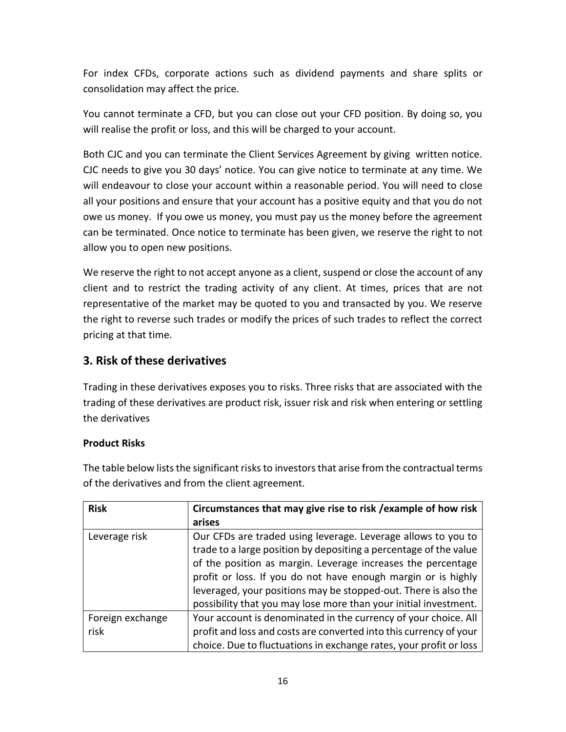For index CFDs, corporate actions such as dividend payments and share splits or consolidation may affect the price.

You cannot terminate a CFD, but you can close out your CFD position. By doing so, you will realise the profit or loss, and this will be charged to your account.

Both CJC and you can terminate the Client Services Agreement by giving written notice. CJC needs to give you 30 days' notice. You can give notice to terminate at any time. We will endeavour to close your account within a reasonable period. You will need to close all your positions and ensure that your account has a positive equity and that you do not owe us money. If you owe us money, you must pay us the money before the agreement can be terminated. Once notice to terminate has been given, we reserve the right to not allow you to open new positions.

We reserve the right to not accept anyone as a client, suspend or close the account of any client and to restrict the trading activity of any client. At times, prices that are not representative of the market may be quoted to you and transacted by you. We reserve the right to reverse such trades or modify the prices of such trades to reflect the correct pricing at that time.

## 3. Risk of these derivatives

Trading in these derivatives exposes you to risks. Three risks that are associated with the trading of these derivatives are product risk, issuer risk and risk when entering or settling the derivatives

**Product Risks**

The table below lists the significant risks to investors that arise from the contractual terms of the derivatives and from the client agreement.

| Risk | Circumstances that may give rise to risk /example of how risk arises |
|---|---|
| Leverage risk | Our CFDs are traded using leverage. Leverage allows to you to trade to a large position by depositing a percentage of the value of the position as margin. Leverage increases the percentage profit or loss. If you do not have enough margin or is highly leveraged, your positions may be stopped-out. There is also the possibility that you may lose more than your initial investment. |
| Foreign exchange risk | Your account is denominated in the currency of your choice. All profit and loss and costs are converted into this currency of your choice. Due to fluctuations in exchange rates, your profit or loss |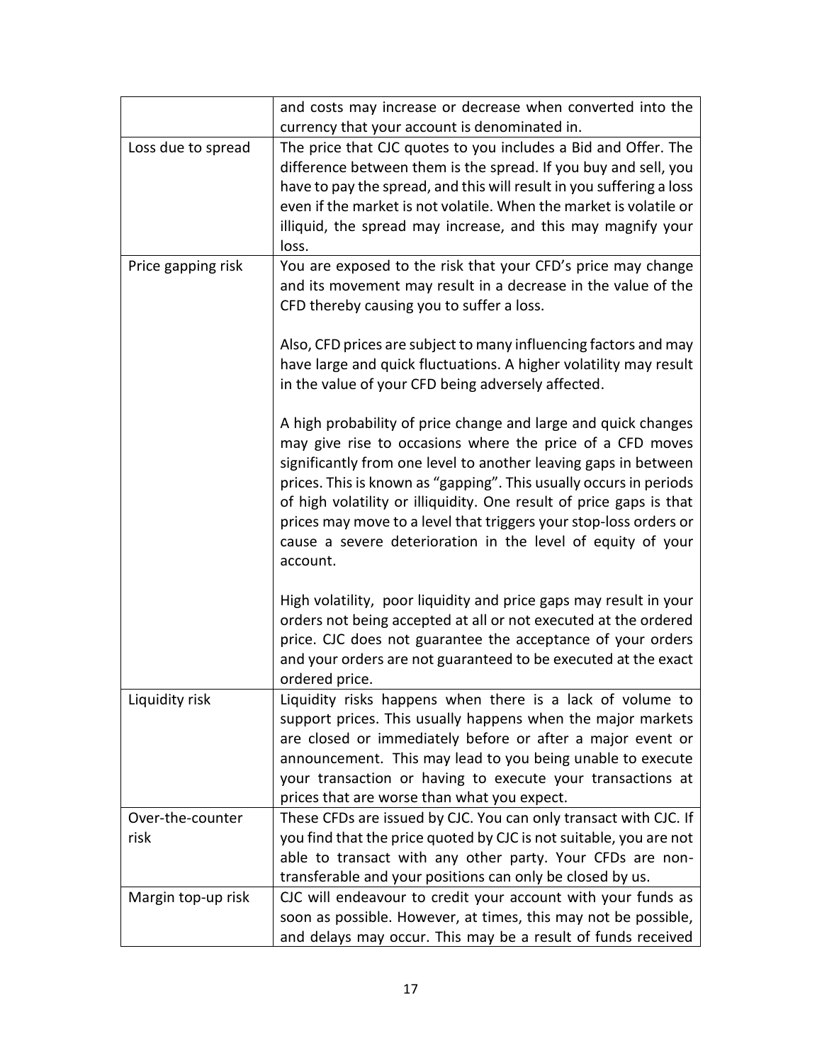| | |
|---|---|
| | and costs may increase or decrease when converted into the currency that your account is denominated in. |
| Loss due to spread | The price that CJC quotes to you includes a Bid and Offer. The difference between them is the spread. If you buy and sell, you have to pay the spread, and this will result in you suffering a loss even if the market is not volatile. When the market is volatile or illiquid, the spread may increase, and this may magnify your loss. |
| Price gapping risk | You are exposed to the risk that your CFD's price may change and its movement may result in a decrease in the value of the CFD thereby causing you to suffer a loss.<br><br>Also, CFD prices are subject to many influencing factors and may have large and quick fluctuations. A higher volatility may result in the value of your CFD being adversely affected.<br><br>A high probability of price change and large and quick changes may give rise to occasions where the price of a CFD moves significantly from one level to another leaving gaps in between prices. This is known as "gapping". This usually occurs in periods of high volatility or illiquidity. One result of price gaps is that prices may move to a level that triggers your stop-loss orders or cause a severe deterioration in the level of equity of your account.<br><br>High volatility, poor liquidity and price gaps may result in your orders not being accepted at all or not executed at the ordered price. CJC does not guarantee the acceptance of your orders and your orders are not guaranteed to be executed at the exact ordered price. |
| Liquidity risk | Liquidity risks happens when there is a lack of volume to support prices. This usually happens when the major markets are closed or immediately before or after a major event or announcement. This may lead to you being unable to execute your transaction or having to execute your transactions at prices that are worse than what you expect. |
| Over-the-counter risk | These CFDs are issued by CJC. You can only transact with CJC. If you find that the price quoted by CJC is not suitable, you are not able to transact with any other party. Your CFDs are non-transferable and your positions can only be closed by us. |
| Margin top-up risk | CJC will endeavour to credit your account with your funds as soon as possible. However, at times, this may not be possible, and delays may occur. This may be a result of funds received |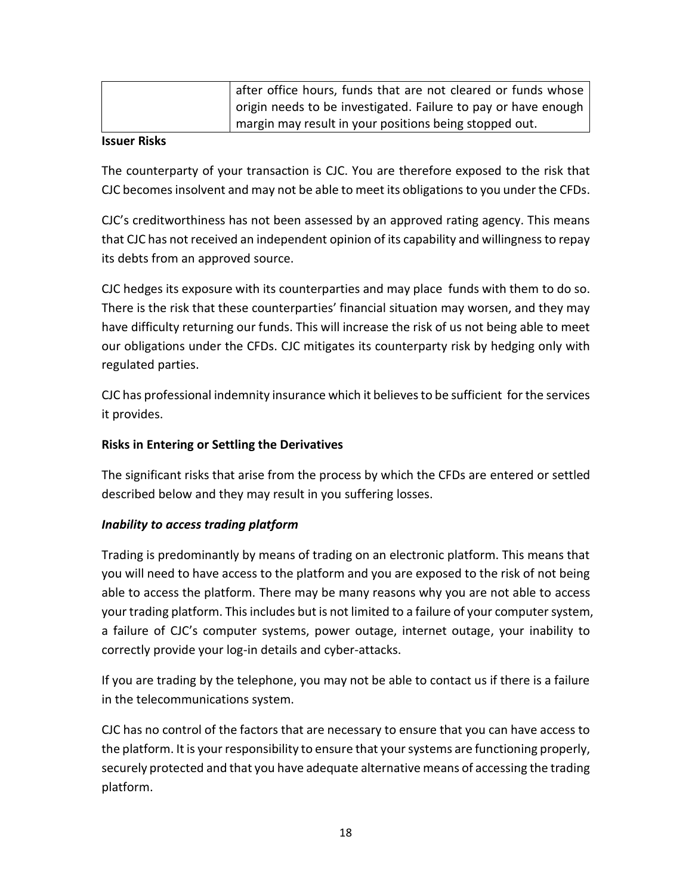| | after office hours, funds that are not cleared or funds whose origin needs to be investigated. Failure to pay or have enough margin may result in your positions being stopped out. |
|---|---|

**Issuer Risks**

The counterparty of your transaction is CJC. You are therefore exposed to the risk that CJC becomes insolvent and may not be able to meet its obligations to you under the CFDs.

CJC's creditworthiness has not been assessed by an approved rating agency. This means that CJC has not received an independent opinion of its capability and willingness to repay its debts from an approved source.

CJC hedges its exposure with its counterparties and may place funds with them to do so. There is the risk that these counterparties' financial situation may worsen, and they may have difficulty returning our funds. This will increase the risk of us not being able to meet our obligations under the CFDs. CJC mitigates its counterparty risk by hedging only with regulated parties.

CJC has professional indemnity insurance which it believes to be sufficient for the services it provides.

**Risks in Entering or Settling the Derivatives**

The significant risks that arise from the process by which the CFDs are entered or settled described below and they may result in you suffering losses.

***Inability to access trading platform***

Trading is predominantly by means of trading on an electronic platform. This means that you will need to have access to the platform and you are exposed to the risk of not being able to access the platform. There may be many reasons why you are not able to access your trading platform. This includes but is not limited to a failure of your computer system, a failure of CJC's computer systems, power outage, internet outage, your inability to correctly provide your log-in details and cyber-attacks.

If you are trading by the telephone, you may not be able to contact us if there is a failure in the telecommunications system.

CJC has no control of the factors that are necessary to ensure that you can have access to the platform. It is your responsibility to ensure that your systems are functioning properly, securely protected and that you have adequate alternative means of accessing the trading platform.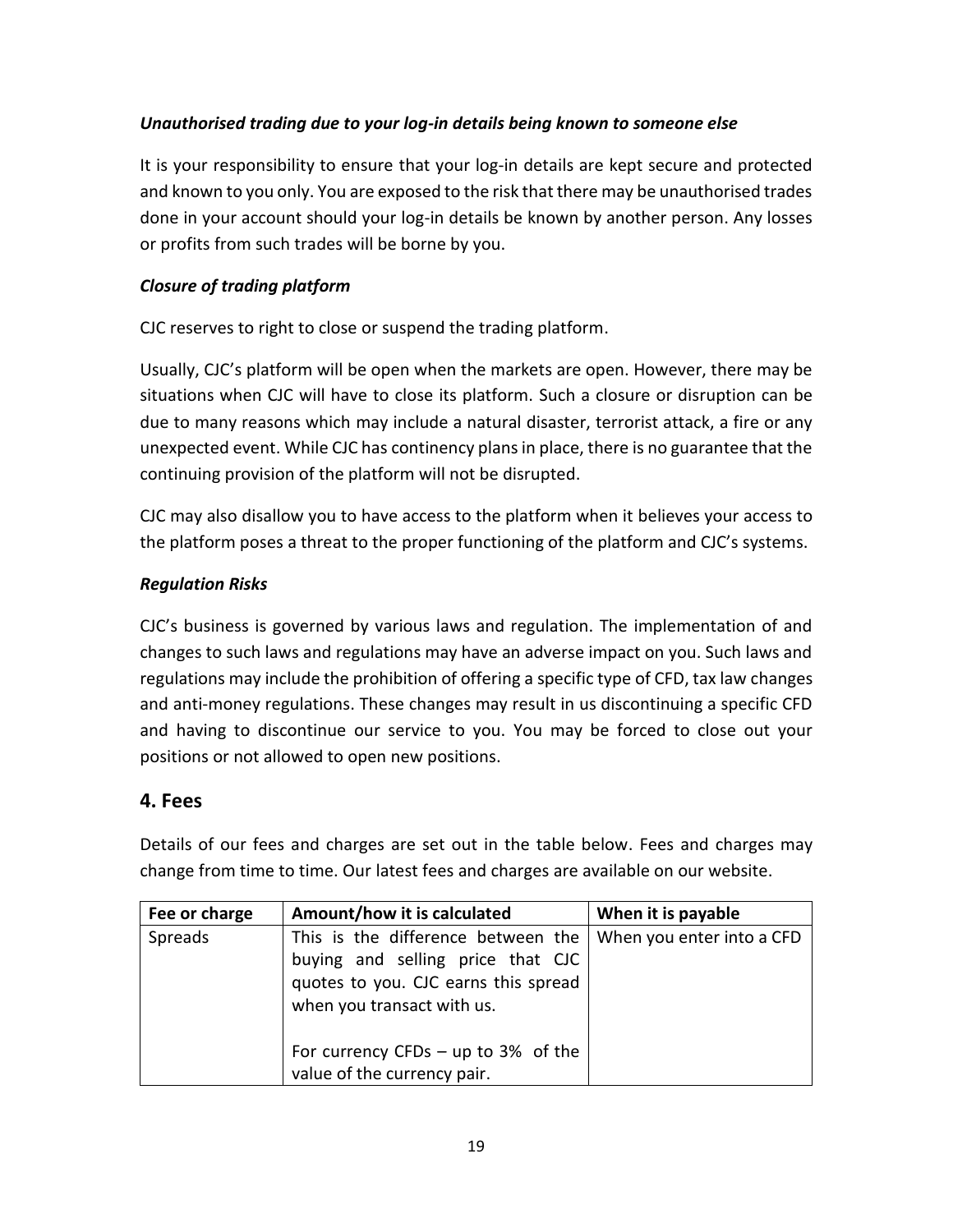***Unauthorised trading due to your log-in details being known to someone else***

It is your responsibility to ensure that your log-in details are kept secure and protected and known to you only. You are exposed to the risk that there may be unauthorised trades done in your account should your log-in details be known by another person. Any losses or profits from such trades will be borne by you.

***Closure of trading platform***

CJC reserves to right to close or suspend the trading platform.

Usually, CJC's platform will be open when the markets are open. However, there may be situations when CJC will have to close its platform. Such a closure or disruption can be due to many reasons which may include a natural disaster, terrorist attack, a fire or any unexpected event. While CJC has continency plans in place, there is no guarantee that the continuing provision of the platform will not be disrupted.

CJC may also disallow you to have access to the platform when it believes your access to the platform poses a threat to the proper functioning of the platform and CJC's systems.

***Regulation Risks***

CJC's business is governed by various laws and regulation. The implementation of and changes to such laws and regulations may have an adverse impact on you. Such laws and regulations may include the prohibition of offering a specific type of CFD, tax law changes and anti-money regulations. These changes may result in us discontinuing a specific CFD and having to discontinue our service to you. You may be forced to close out your positions or not allowed to open new positions.

## 4. Fees

Details of our fees and charges are set out in the table below. Fees and charges may change from time to time. Our latest fees and charges are available on our website.

| Fee or charge | Amount/how it is calculated | When it is payable |
|---|---|---|
| Spreads | This is the difference between the buying and selling price that CJC quotes to you. CJC earns this spread when you transact with us.<br><br>For currency CFDs – up to 3% of the value of the currency pair. | When you enter into a CFD |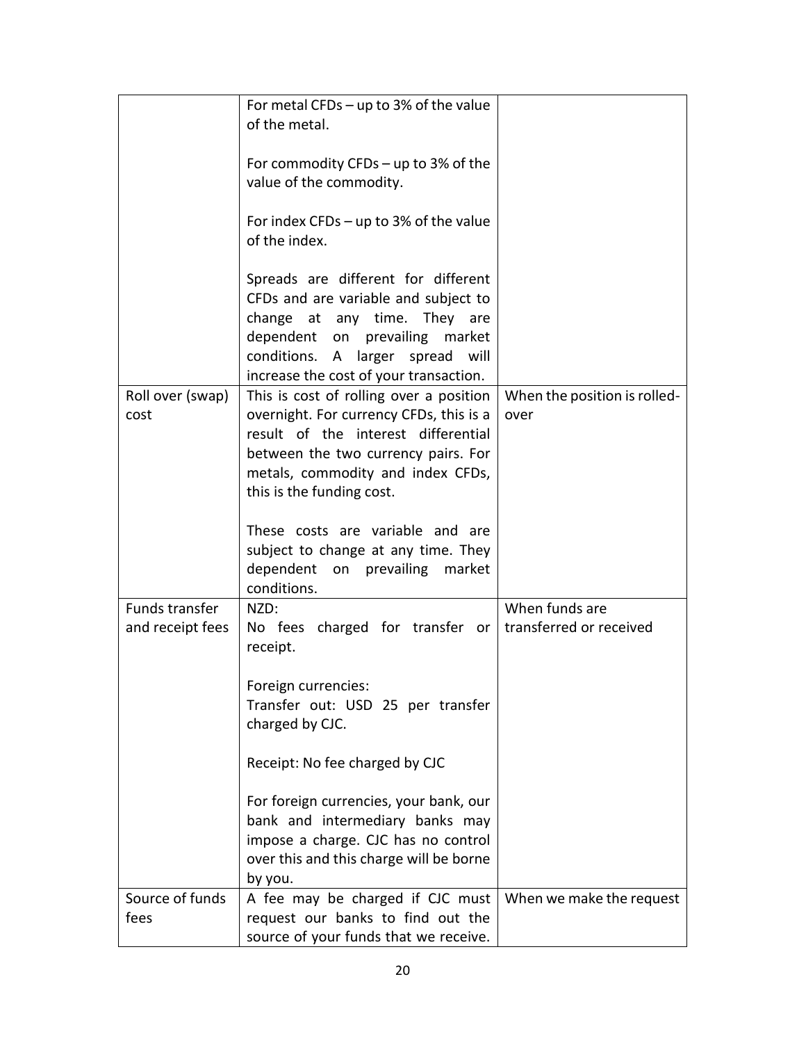| | | |
|---|---|---|
| | For metal CFDs – up to 3% of the value of the metal.<br><br>For commodity CFDs – up to 3% of the value of the commodity.<br><br>For index CFDs – up to 3% of the value of the index.<br><br>Spreads are different for different CFDs and are variable and subject to change at any time. They are dependent on prevailing market conditions. A larger spread will increase the cost of your transaction. | |
| Roll over (swap) cost | This is cost of rolling over a position overnight. For currency CFDs, this is a result of the interest differential between the two currency pairs. For metals, commodity and index CFDs, this is the funding cost.<br><br>These costs are variable and are subject to change at any time. They dependent on prevailing market conditions. | When the position is rolled-over |
| Funds transfer and receipt fees | NZD:<br>No fees charged for transfer or receipt.<br><br>Foreign currencies:<br>Transfer out: USD 25 per transfer charged by CJC.<br><br>Receipt: No fee charged by CJC<br><br>For foreign currencies, your bank, our bank and intermediary banks may impose a charge. CJC has no control over this and this charge will be borne by you. | When funds are transferred or received |
| Source of funds fees | A fee may be charged if CJC must request our banks to find out the source of your funds that we receive. | When we make the request |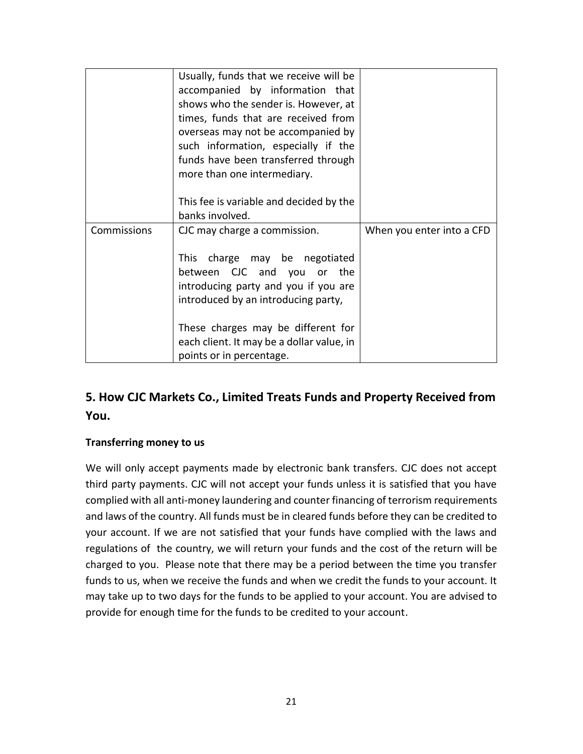| | | |
|---|---|---|
| | Usually, funds that we receive will be accompanied by information that shows who the sender is. However, at times, funds that are received from overseas may not be accompanied by such information, especially if the funds have been transferred through more than one intermediary.<br><br>This fee is variable and decided by the banks involved. | |
| Commissions | CJC may charge a commission.<br><br>This charge may be negotiated between CJC and you or the introducing party and you if you are introduced by an introducing party,<br><br>These charges may be different for each client. It may be a dollar value, in points or in percentage. | When you enter into a CFD |

## 5. How CJC Markets Co., Limited Treats Funds and Property Received from You.

**Transferring money to us**

We will only accept payments made by electronic bank transfers. CJC does not accept third party payments. CJC will not accept your funds unless it is satisfied that you have complied with all anti-money laundering and counter financing of terrorism requirements and laws of the country. All funds must be in cleared funds before they can be credited to your account. If we are not satisfied that your funds have complied with the laws and regulations of the country, we will return your funds and the cost of the return will be charged to you. Please note that there may be a period between the time you transfer funds to us, when we receive the funds and when we credit the funds to your account. It may take up to two days for the funds to be applied to your account. You are advised to provide for enough time for the funds to be credited to your account.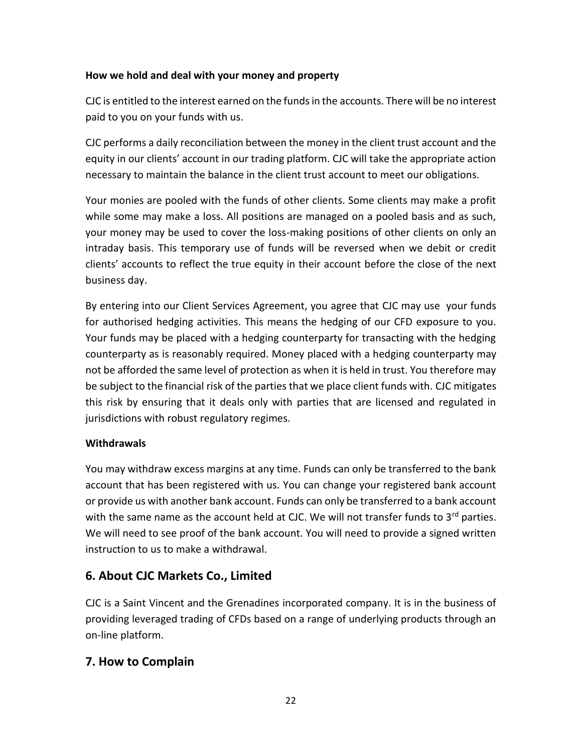**How we hold and deal with your money and property**

CJC is entitled to the interest earned on the funds in the accounts. There will be no interest paid to you on your funds with us.

CJC performs a daily reconciliation between the money in the client trust account and the equity in our clients' account in our trading platform. CJC will take the appropriate action necessary to maintain the balance in the client trust account to meet our obligations.

Your monies are pooled with the funds of other clients. Some clients may make a profit while some may make a loss. All positions are managed on a pooled basis and as such, your money may be used to cover the loss-making positions of other clients on only an intraday basis. This temporary use of funds will be reversed when we debit or credit clients' accounts to reflect the true equity in their account before the close of the next business day.

By entering into our Client Services Agreement, you agree that CJC may use your funds for authorised hedging activities. This means the hedging of our CFD exposure to you. Your funds may be placed with a hedging counterparty for transacting with the hedging counterparty as is reasonably required. Money placed with a hedging counterparty may not be afforded the same level of protection as when it is held in trust. You therefore may be subject to the financial risk of the parties that we place client funds with. CJC mitigates this risk by ensuring that it deals only with parties that are licensed and regulated in jurisdictions with robust regulatory regimes.

**Withdrawals**

You may withdraw excess margins at any time. Funds can only be transferred to the bank account that has been registered with us. You can change your registered bank account or provide us with another bank account. Funds can only be transferred to a bank account with the same name as the account held at CJC. We will not transfer funds to 3rd parties. We will need to see proof of the bank account. You will need to provide a signed written instruction to us to make a withdrawal.

## 6. About CJC Markets Co., Limited

CJC is a Saint Vincent and the Grenadines incorporated company. It is in the business of providing leveraged trading of CFDs based on a range of underlying products through an on-line platform.

## 7. How to Complain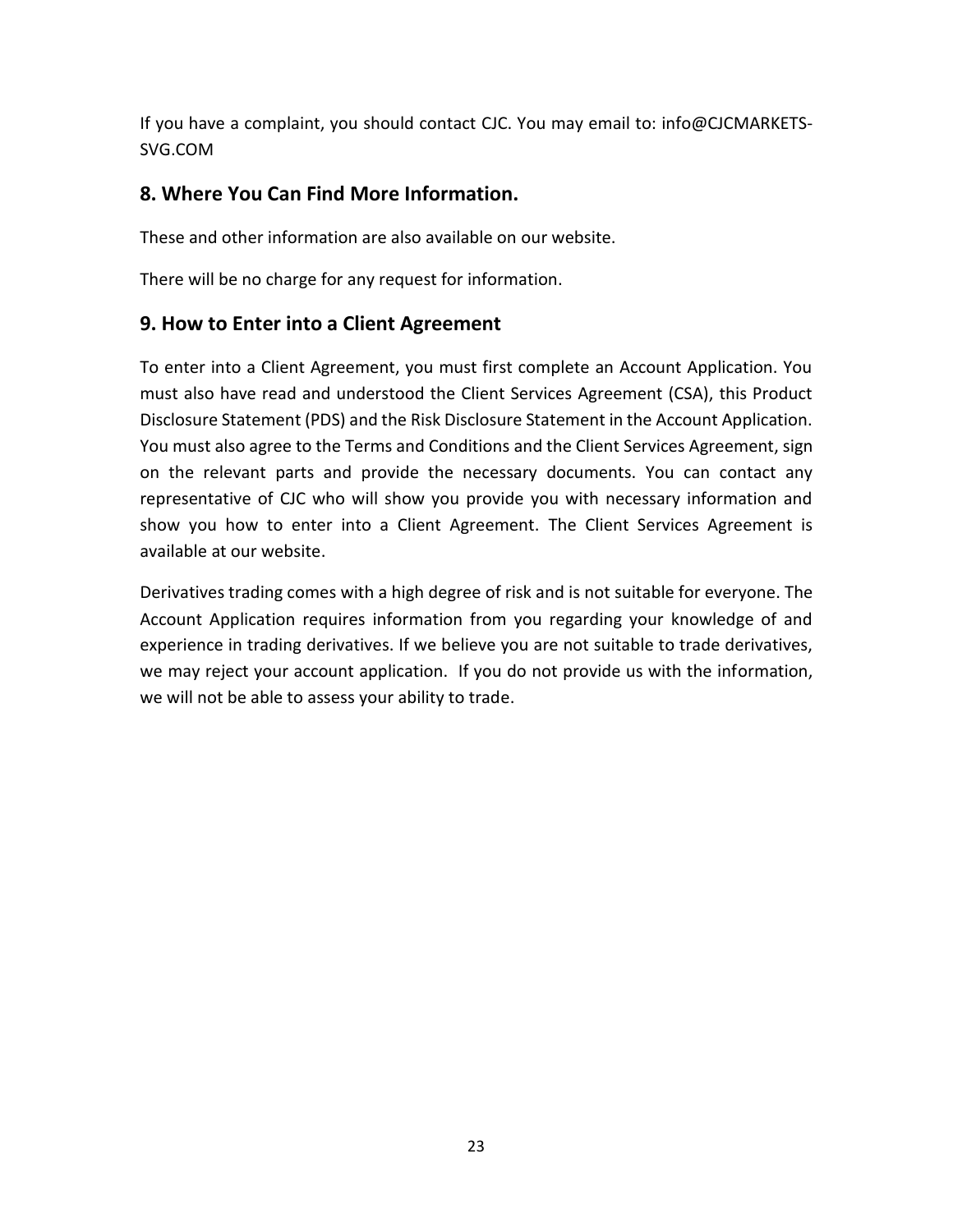If you have a complaint, you should contact CJC. You may email to: info@CJCMARKETS-SVG.COM

## 8. Where You Can Find More Information.

These and other information are also available on our website.

There will be no charge for any request for information.

## 9. How to Enter into a Client Agreement

To enter into a Client Agreement, you must first complete an Account Application. You must also have read and understood the Client Services Agreement (CSA), this Product Disclosure Statement (PDS) and the Risk Disclosure Statement in the Account Application. You must also agree to the Terms and Conditions and the Client Services Agreement, sign on the relevant parts and provide the necessary documents. You can contact any representative of CJC who will show you provide you with necessary information and show you how to enter into a Client Agreement. The Client Services Agreement is available at our website.

Derivatives trading comes with a high degree of risk and is not suitable for everyone. The Account Application requires information from you regarding your knowledge of and experience in trading derivatives. If we believe you are not suitable to trade derivatives, we may reject your account application. If you do not provide us with the information, we will not be able to assess your ability to trade.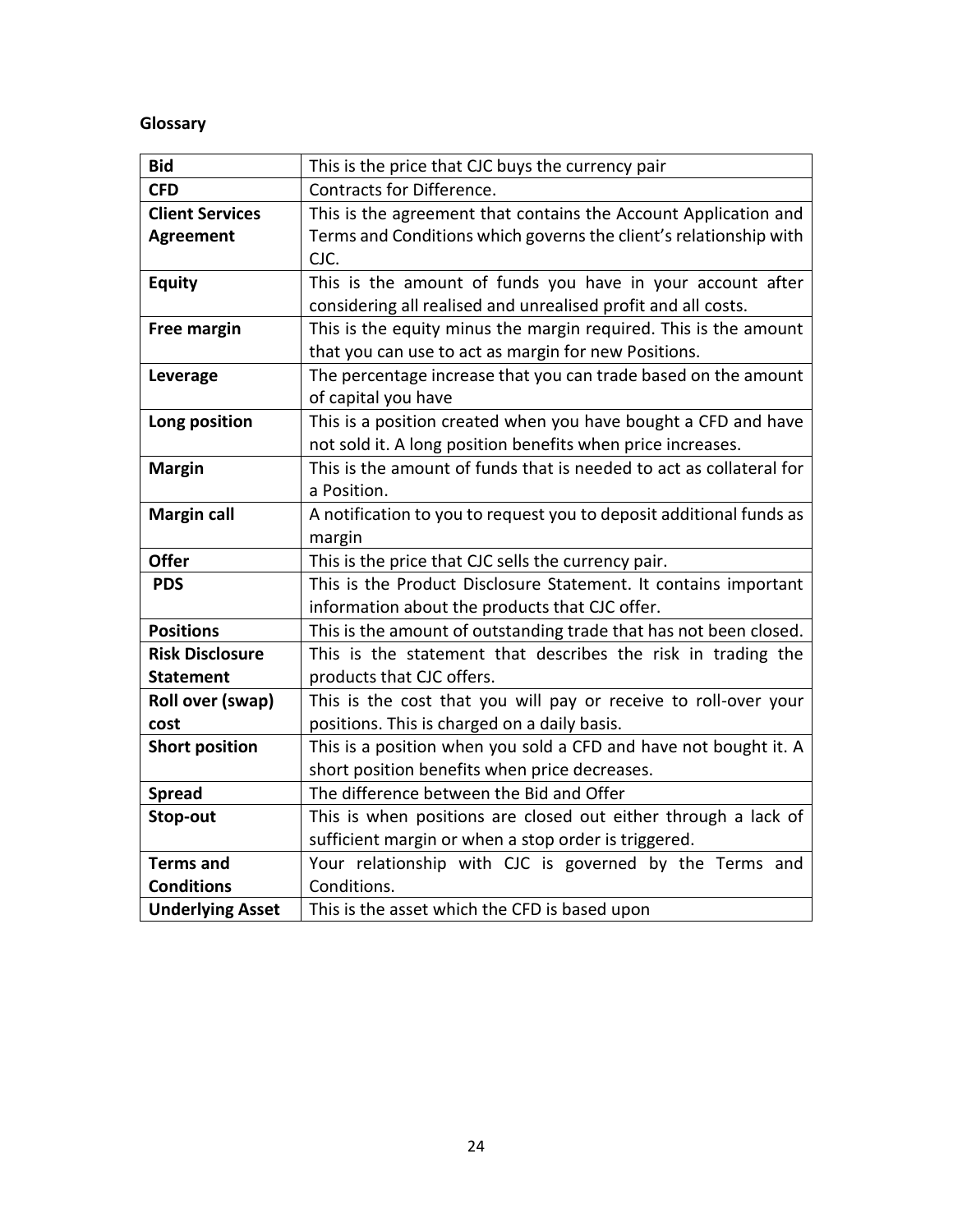**Glossary**

| | |
|---|---|
| **Bid** | This is the price that CJC buys the currency pair |
| **CFD** | Contracts for Difference. |
| **Client Services Agreement** | This is the agreement that contains the Account Application and Terms and Conditions which governs the client's relationship with CJC. |
| **Equity** | This is the amount of funds you have in your account after considering all realised and unrealised profit and all costs. |
| **Free margin** | This is the equity minus the margin required. This is the amount that you can use to act as margin for new Positions. |
| **Leverage** | The percentage increase that you can trade based on the amount of capital you have |
| **Long position** | This is a position created when you have bought a CFD and have not sold it. A long position benefits when price increases. |
| **Margin** | This is the amount of funds that is needed to act as collateral for a Position. |
| **Margin call** | A notification to you to request you to deposit additional funds as margin |
| **Offer** | This is the price that CJC sells the currency pair. |
| **PDS** | This is the Product Disclosure Statement. It contains important information about the products that CJC offer. |
| **Positions** | This is the amount of outstanding trade that has not been closed. |
| **Risk Disclosure Statement** | This is the statement that describes the risk in trading the products that CJC offers. |
| **Roll over (swap) cost** | This is the cost that you will pay or receive to roll-over your positions. This is charged on a daily basis. |
| **Short position** | This is a position when you sold a CFD and have not bought it. A short position benefits when price decreases. |
| **Spread** | The difference between the Bid and Offer |
| **Stop-out** | This is when positions are closed out either through a lack of sufficient margin or when a stop order is triggered. |
| **Terms and Conditions** | Your relationship with CJC is governed by the Terms and Conditions. |
| **Underlying Asset** | This is the asset which the CFD is based upon |